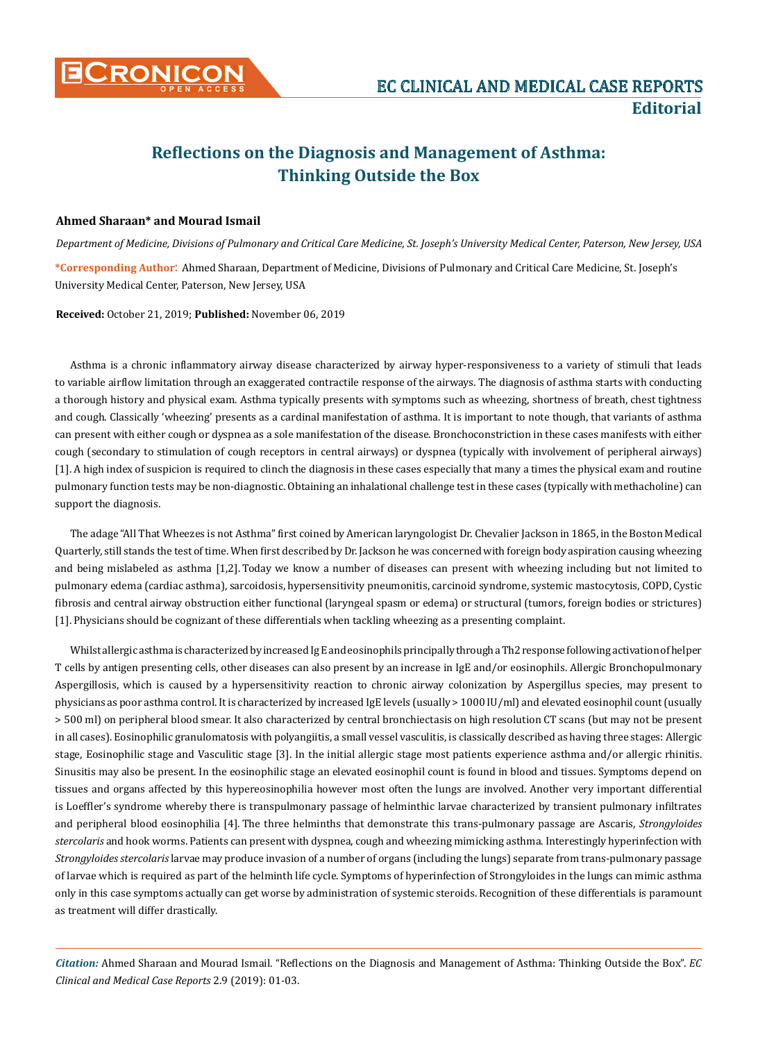# Reflections on the Diagnosis and Management of Asthma: Thinking Outside the Box

**Ahmed Sharaan* and Mourad Ismail**

*Department of Medicine, Divisions of Pulmonary and Critical Care Medicine, St. Joseph's University Medical Center, Paterson, New Jersey, USA*

**\*Corresponding Author:** Ahmed Sharaan, Department of Medicine, Divisions of Pulmonary and Critical Care Medicine, St. Joseph's University Medical Center, Paterson, New Jersey, USA

**Received:** October 21, 2019; **Published:** November 06, 2019

Asthma is a chronic inflammatory airway disease characterized by airway hyper-responsiveness to a variety of stimuli that leads to variable airflow limitation through an exaggerated contractile response of the airways. The diagnosis of asthma starts with conducting a thorough history and physical exam. Asthma typically presents with symptoms such as wheezing, shortness of breath, chest tightness and cough. Classically 'wheezing' presents as a cardinal manifestation of asthma. It is important to note though, that variants of asthma can present with either cough or dyspnea as a sole manifestation of the disease. Bronchoconstriction in these cases manifests with either cough (secondary to stimulation of cough receptors in central airways) or dyspnea (typically with involvement of peripheral airways) [1]. A high index of suspicion is required to clinch the diagnosis in these cases especially that many a times the physical exam and routine pulmonary function tests may be non-diagnostic. Obtaining an inhalational challenge test in these cases (typically with methacholine) can support the diagnosis.

The adage "All That Wheezes is not Asthma" first coined by American laryngologist Dr. Chevalier Jackson in 1865, in the Boston Medical Quarterly, still stands the test of time. When first described by Dr. Jackson he was concerned with foreign body aspiration causing wheezing and being mislabeled as asthma [1,2]. Today we know a number of diseases can present with wheezing including but not limited to pulmonary edema (cardiac asthma), sarcoidosis, hypersensitivity pneumonitis, carcinoid syndrome, systemic mastocytosis, COPD, Cystic fibrosis and central airway obstruction either functional (laryngeal spasm or edema) or structural (tumors, foreign bodies or strictures) [1]. Physicians should be cognizant of these differentials when tackling wheezing as a presenting complaint.

Whilst allergic asthma is characterized by increased Ig E and eosinophils principally through a Th2 response following activation of helper T cells by antigen presenting cells, other diseases can also present by an increase in IgE and/or eosinophils. Allergic Bronchopulmonary Aspergillosis, which is caused by a hypersensitivity reaction to chronic airway colonization by Aspergillus species, may present to physicians as poor asthma control. It is characterized by increased IgE levels (usually > 1000 IU/ml) and elevated eosinophil count (usually > 500 ml) on peripheral blood smear. It also characterized by central bronchiectasis on high resolution CT scans (but may not be present in all cases). Eosinophilic granulomatosis with polyangiitis, a small vessel vasculitis, is classically described as having three stages: Allergic stage, Eosinophilic stage and Vasculitic stage [3]. In the initial allergic stage most patients experience asthma and/or allergic rhinitis. Sinusitis may also be present. In the eosinophilic stage an elevated eosinophil count is found in blood and tissues. Symptoms depend on tissues and organs affected by this hypereosinophilia however most often the lungs are involved. Another very important differential is Loeffler's syndrome whereby there is transpulmonary passage of helminthic larvae characterized by transient pulmonary infiltrates and peripheral blood eosinophilia [4]. The three helminths that demonstrate this trans-pulmonary passage are Ascaris, *Strongyloides stercolaris* and hook worms. Patients can present with dyspnea, cough and wheezing mimicking asthma. Interestingly hyperinfection with *Strongyloides stercolaris* larvae may produce invasion of a number of organs (including the lungs) separate from trans-pulmonary passage of larvae which is required as part of the helminth life cycle. Symptoms of hyperinfection of Strongyloides in the lungs can mimic asthma only in this case symptoms actually can get worse by administration of systemic steroids. Recognition of these differentials is paramount as treatment will differ drastically.

*Citation:* Ahmed Sharaan and Mourad Ismail. "Reflections on the Diagnosis and Management of Asthma: Thinking Outside the Box". *EC Clinical and Medical Case Reports* 2.9 (2019): 01-03.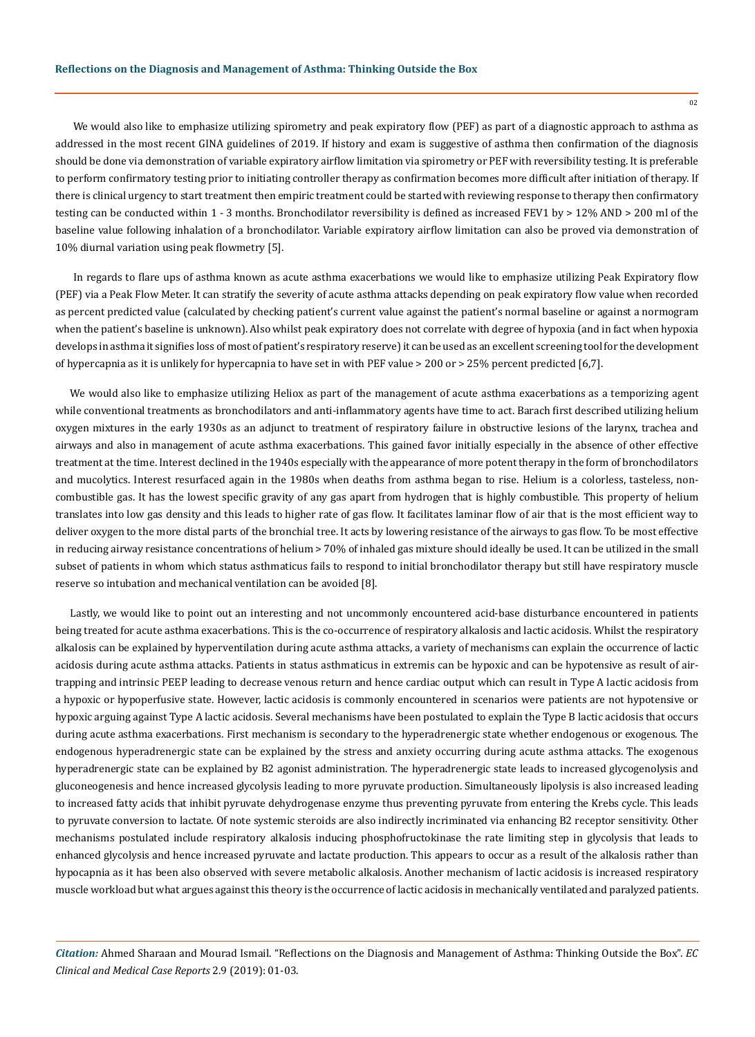We would also like to emphasize utilizing spirometry and peak expiratory flow (PEF) as part of a diagnostic approach to asthma as addressed in the most recent GINA guidelines of 2019. If history and exam is suggestive of asthma then confirmation of the diagnosis should be done via demonstration of variable expiratory airflow limitation via spirometry or PEF with reversibility testing. It is preferable to perform confirmatory testing prior to initiating controller therapy as confirmation becomes more difficult after initiation of therapy. If there is clinical urgency to start treatment then empiric treatment could be started with reviewing response to therapy then confirmatory testing can be conducted within 1 - 3 months. Bronchodilator reversibility is defined as increased FEV1 by > 12% AND > 200 ml of the baseline value following inhalation of a bronchodilator. Variable expiratory airflow limitation can also be proved via demonstration of 10% diurnal variation using peak flowmetry [5].

In regards to flare ups of asthma known as acute asthma exacerbations we would like to emphasize utilizing Peak Expiratory flow (PEF) via a Peak Flow Meter. It can stratify the severity of acute asthma attacks depending on peak expiratory flow value when recorded as percent predicted value (calculated by checking patient's current value against the patient's normal baseline or against a normogram when the patient's baseline is unknown). Also whilst peak expiratory does not correlate with degree of hypoxia (and in fact when hypoxia develops in asthma it signifies loss of most of patient's respiratory reserve) it can be used as an excellent screening tool for the development of hypercapnia as it is unlikely for hypercapnia to have set in with PEF value > 200 or > 25% percent predicted [6,7].

We would also like to emphasize utilizing Heliox as part of the management of acute asthma exacerbations as a temporizing agent while conventional treatments as bronchodilators and anti-inflammatory agents have time to act. Barach first described utilizing helium oxygen mixtures in the early 1930s as an adjunct to treatment of respiratory failure in obstructive lesions of the larynx, trachea and airways and also in management of acute asthma exacerbations. This gained favor initially especially in the absence of other effective treatment at the time. Interest declined in the 1940s especially with the appearance of more potent therapy in the form of bronchodilators and mucolytics. Interest resurfaced again in the 1980s when deaths from asthma began to rise. Helium is a colorless, tasteless, non-combustible gas. It has the lowest specific gravity of any gas apart from hydrogen that is highly combustible. This property of helium translates into low gas density and this leads to higher rate of gas flow. It facilitates laminar flow of air that is the most efficient way to deliver oxygen to the more distal parts of the bronchial tree. It acts by lowering resistance of the airways to gas flow. To be most effective in reducing airway resistance concentrations of helium > 70% of inhaled gas mixture should ideally be used. It can be utilized in the small subset of patients in whom status asthmaticus fails to respond to initial bronchodilator therapy but still have respiratory muscle reserve so intubation and mechanical ventilation can be avoided [8].

Lastly, we would like to point out an interesting and not uncommonly encountered acid-base disturbance encountered in patients being treated for acute asthma exacerbations. This is the co-occurrence of respiratory alkalosis and lactic acidosis. Whilst the respiratory alkalosis can be explained by hyperventilation during acute asthma attacks, a variety of mechanisms can explain the occurrence of lactic acidosis during acute asthma attacks. Patients in status asthmaticus in extremis can be hypoxic and can be hypotensive as result of air-trapping and intrinsic PEEP leading to decrease venous return and hence cardiac output which can result in Type A lactic acidosis from a hypoxic or hypoperfusive state. However, lactic acidosis is commonly encountered in scenarios were patients are not hypotensive or hypoxic arguing against Type A lactic acidosis. Several mechanisms have been postulated to explain the Type B lactic acidosis that occurs during acute asthma exacerbations. First mechanism is secondary to the hyperadrenergic state whether endogenous or exogenous. The endogenous hyperadrenergic state can be explained by the stress and anxiety occurring during acute asthma attacks. The exogenous hyperadrenergic state can be explained by B2 agonist administration. The hyperadrenergic state leads to increased glycogenolysis and gluconeogenesis and hence increased glycolysis leading to more pyruvate production. Simultaneously lipolysis is also increased leading to increased fatty acids that inhibit pyruvate dehydrogenase enzyme thus preventing pyruvate from entering the Krebs cycle. This leads to pyruvate conversion to lactate. Of note systemic steroids are also indirectly incriminated via enhancing B2 receptor sensitivity. Other mechanisms postulated include respiratory alkalosis inducing phosphofructokinase the rate limiting step in glycolysis that leads to enhanced glycolysis and hence increased pyruvate and lactate production. This appears to occur as a result of the alkalosis rather than hypocapnia as it has been also observed with severe metabolic alkalosis. Another mechanism of lactic acidosis is increased respiratory muscle workload but what argues against this theory is the occurrence of lactic acidosis in mechanically ventilated and paralyzed patients.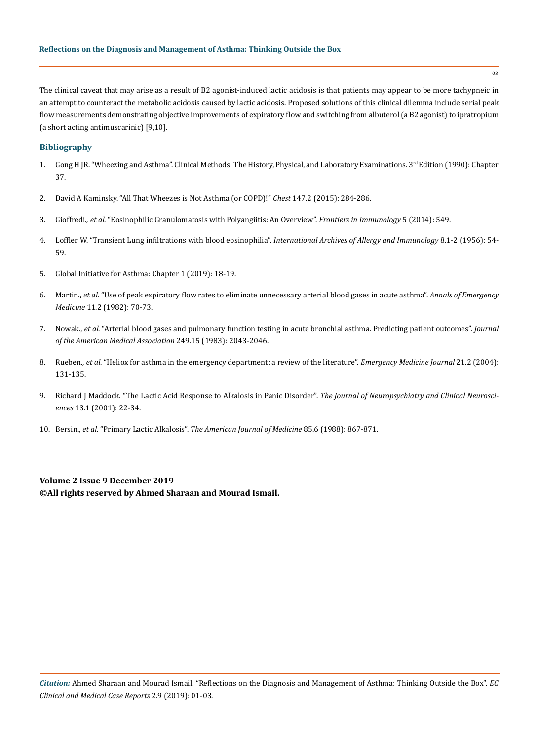The clinical caveat that may arise as a result of B2 agonist-induced lactic acidosis is that patients may appear to be more tachypneic in an attempt to counteract the metabolic acidosis caused by lactic acidosis. Proposed solutions of this clinical dilemma include serial peak flow measurements demonstrating objective improvements of expiratory flow and switching from albuterol (a B2 agonist) to ipratropium (a short acting antimuscarinic) [9,10].

## Bibliography

1. Gong H JR. "Wheezing and Asthma". Clinical Methods: The History, Physical, and Laboratory Examinations. 3rd Edition (1990): Chapter 37.
2. David A Kaminsky. "All That Wheezes is Not Asthma (or COPD)!" *Chest* 147.2 (2015): 284-286.
3. Gioffredi., *et al*. "Eosinophilic Granulomatosis with Polyangiitis: An Overview". *Frontiers in Immunology* 5 (2014): 549.
4. Loffler W. "Transient Lung infiltrations with blood eosinophilia". *International Archives of Allergy and Immunology* 8.1-2 (1956): 54-59.
5. Global Initiative for Asthma: Chapter 1 (2019): 18-19.
6. Martin., *et al*. "Use of peak expiratory flow rates to eliminate unnecessary arterial blood gases in acute asthma". *Annals of Emergency Medicine* 11.2 (1982): 70-73.
7. Nowak., *et al*. "Arterial blood gases and pulmonary function testing in acute bronchial asthma. Predicting patient outcomes". *Journal of the American Medical Association* 249.15 (1983): 2043-2046.
8. Rueben., *et al*. "Heliox for asthma in the emergency department: a review of the literature". *Emergency Medicine Journal* 21.2 (2004): 131-135.
9. Richard J Maddock. "The Lactic Acid Response to Alkalosis in Panic Disorder". *The Journal of Neuropsychiatry and Clinical Neurosciences* 13.1 (2001): 22-34.
10. Bersin., *et al*. "Primary Lactic Alkalosis". *The American Journal of Medicine* 85.6 (1988): 867-871.

**Volume 2 Issue 9 December 2019**
**©All rights reserved by Ahmed Sharaan and Mourad Ismail.**